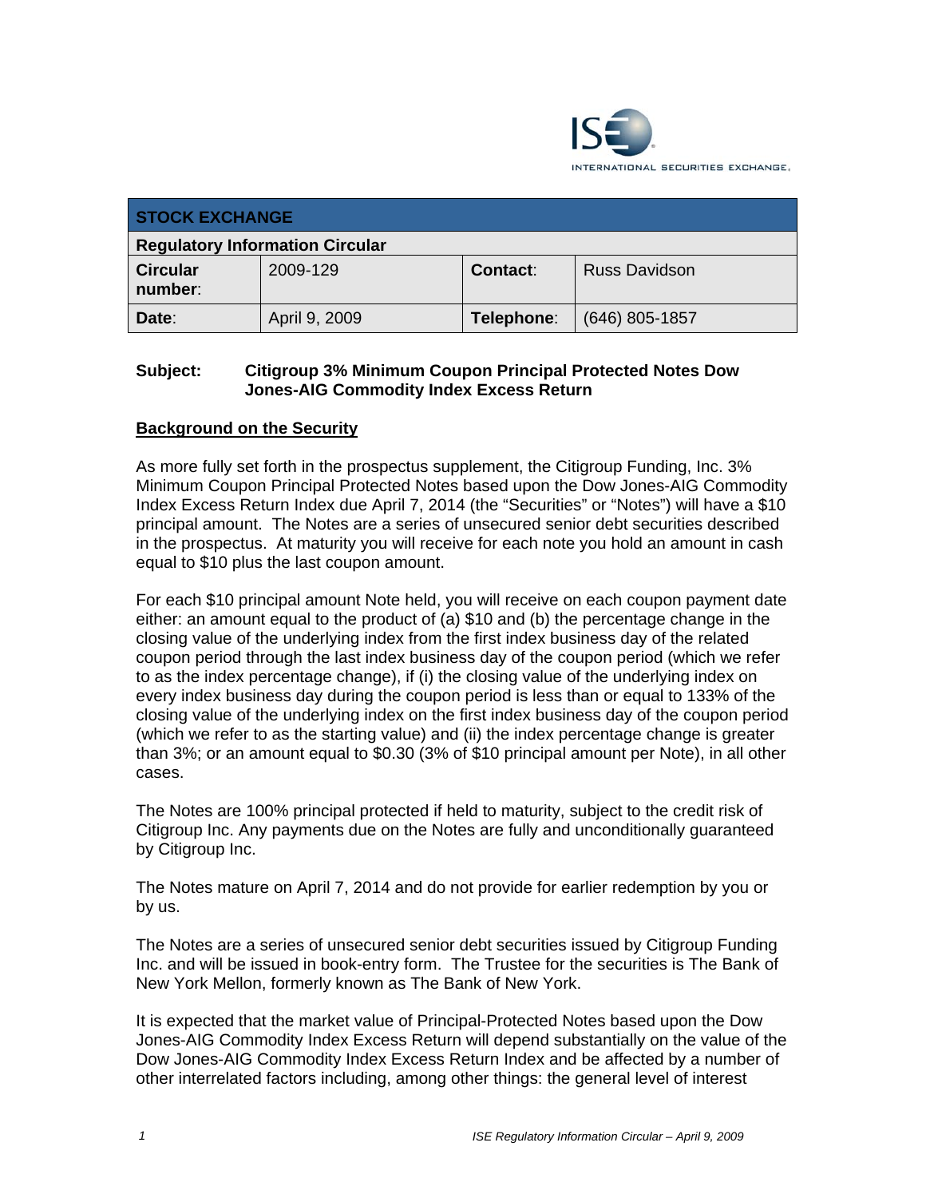| STOCK EXCHANGE | | | |
|---|---|---|---|
| **Regulatory Information Circular** | | | |
| **Circular number**: | 2009-129 | **Contact**: | Russ Davidson |
| **Date**: | April 9, 2009 | **Telephone**: | (646) 805-1857 |

**Subject: Citigroup 3% Minimum Coupon Principal Protected Notes Dow Jones-AIG Commodity Index Excess Return**

## Background on the Security

As more fully set forth in the prospectus supplement, the Citigroup Funding, Inc. 3% Minimum Coupon Principal Protected Notes based upon the Dow Jones-AIG Commodity Index Excess Return Index due April 7, 2014 (the "Securities" or "Notes") will have a $10 principal amount. The Notes are a series of unsecured senior debt securities described in the prospectus. At maturity you will receive for each note you hold an amount in cash equal to $10 plus the last coupon amount.

For each $10 principal amount Note held, you will receive on each coupon payment date either: an amount equal to the product of (a) $10 and (b) the percentage change in the closing value of the underlying index from the first index business day of the related coupon period through the last index business day of the coupon period (which we refer to as the index percentage change), if (i) the closing value of the underlying index on every index business day during the coupon period is less than or equal to 133% of the closing value of the underlying index on the first index business day of the coupon period (which we refer to as the starting value) and (ii) the index percentage change is greater than 3%; or an amount equal to $0.30 (3% of $10 principal amount per Note), in all other cases.

The Notes are 100% principal protected if held to maturity, subject to the credit risk of Citigroup Inc. Any payments due on the Notes are fully and unconditionally guaranteed by Citigroup Inc.

The Notes mature on April 7, 2014 and do not provide for earlier redemption by you or by us.

The Notes are a series of unsecured senior debt securities issued by Citigroup Funding Inc. and will be issued in book-entry form. The Trustee for the securities is The Bank of New York Mellon, formerly known as The Bank of New York.

It is expected that the market value of Principal-Protected Notes based upon the Dow Jones-AIG Commodity Index Excess Return will depend substantially on the value of the Dow Jones-AIG Commodity Index Excess Return Index and be affected by a number of other interrelated factors including, among other things: the general level of interest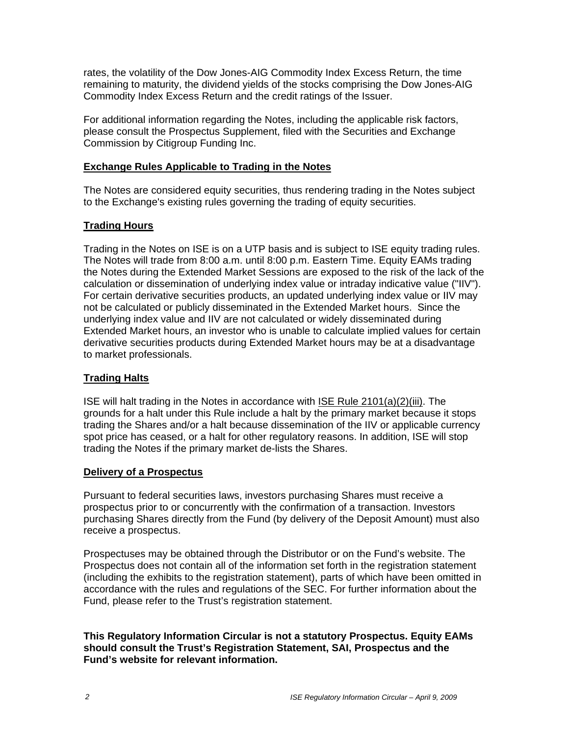rates, the volatility of the Dow Jones-AIG Commodity Index Excess Return, the time remaining to maturity, the dividend yields of the stocks comprising the Dow Jones-AIG Commodity Index Excess Return and the credit ratings of the Issuer.

For additional information regarding the Notes, including the applicable risk factors, please consult the Prospectus Supplement, filed with the Securities and Exchange Commission by Citigroup Funding Inc.

## Exchange Rules Applicable to Trading in the Notes

The Notes are considered equity securities, thus rendering trading in the Notes subject to the Exchange's existing rules governing the trading of equity securities.

## Trading Hours

Trading in the Notes on ISE is on a UTP basis and is subject to ISE equity trading rules. The Notes will trade from 8:00 a.m. until 8:00 p.m. Eastern Time. Equity EAMs trading the Notes during the Extended Market Sessions are exposed to the risk of the lack of the calculation or dissemination of underlying index value or intraday indicative value ("IIV"). For certain derivative securities products, an updated underlying index value or IIV may not be calculated or publicly disseminated in the Extended Market hours. Since the underlying index value and IIV are not calculated or widely disseminated during Extended Market hours, an investor who is unable to calculate implied values for certain derivative securities products during Extended Market hours may be at a disadvantage to market professionals.

## Trading Halts

ISE will halt trading in the Notes in accordance with ISE Rule 2101(a)(2)(iii). The grounds for a halt under this Rule include a halt by the primary market because it stops trading the Shares and/or a halt because dissemination of the IIV or applicable currency spot price has ceased, or a halt for other regulatory reasons. In addition, ISE will stop trading the Notes if the primary market de-lists the Shares.

## Delivery of a Prospectus

Pursuant to federal securities laws, investors purchasing Shares must receive a prospectus prior to or concurrently with the confirmation of a transaction. Investors purchasing Shares directly from the Fund (by delivery of the Deposit Amount) must also receive a prospectus.

Prospectuses may be obtained through the Distributor or on the Fund's website. The Prospectus does not contain all of the information set forth in the registration statement (including the exhibits to the registration statement), parts of which have been omitted in accordance with the rules and regulations of the SEC. For further information about the Fund, please refer to the Trust's registration statement.

**This Regulatory Information Circular is not a statutory Prospectus. Equity EAMs should consult the Trust's Registration Statement, SAI, Prospectus and the Fund's website for relevant information.**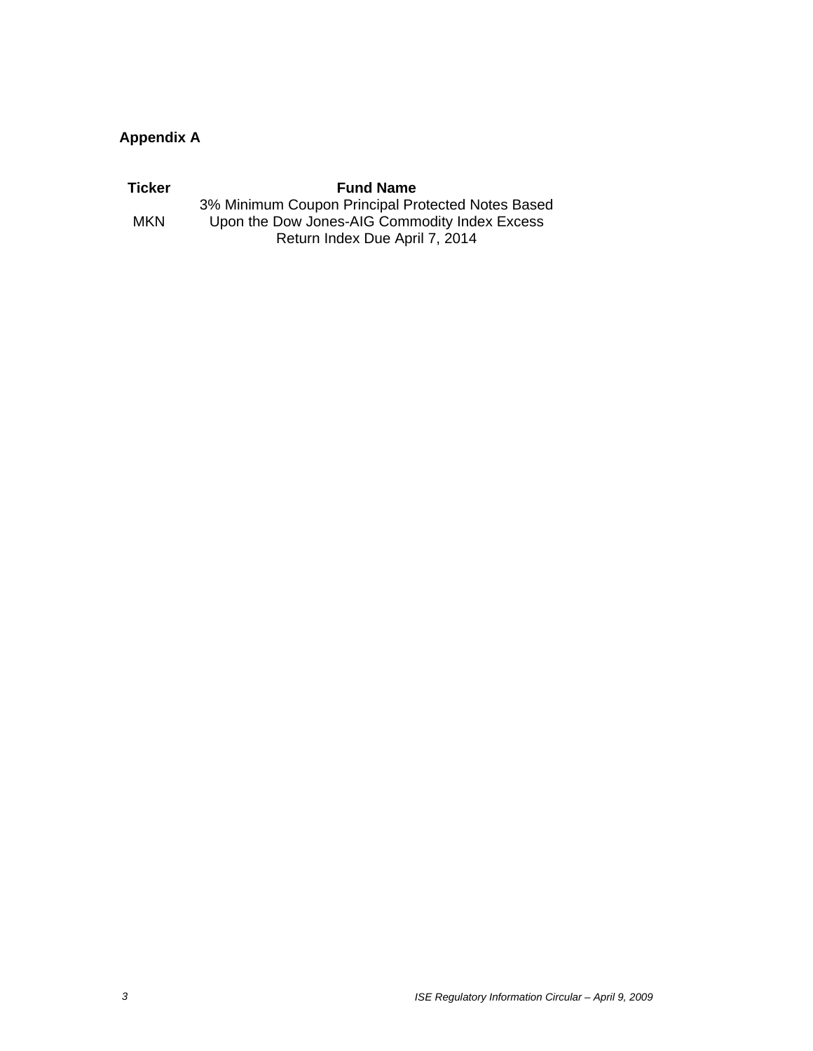**Appendix A**

| Ticker | Fund Name |
|---|---|
| MKN | 3% Minimum Coupon Principal Protected Notes Based Upon the Dow Jones-AIG Commodity Index Excess Return Index Due April 7, 2014 |